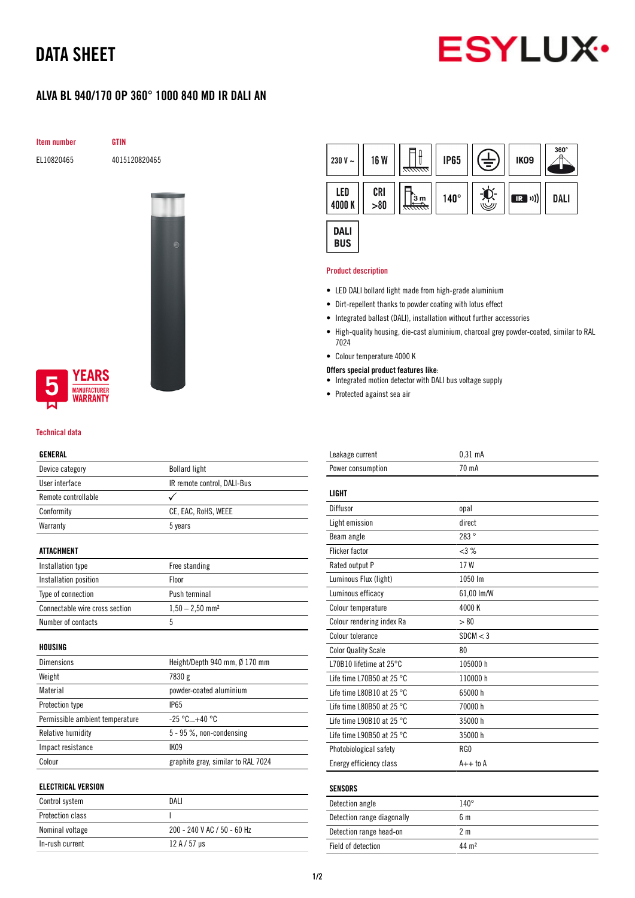# DATA SHEET

## ALVA BL 940/170 OP 360° 1000 840 MD IR DALI AN

| Item number | GTIN |
|---|---|
| EL10820465 | 4015120820465 |

230 V ~ | 16 W | IP65 | IK09 | 360° | LED 4000 K | CRI >80 | 3 m | 140° | IR | DALI | DALI BUS

5 YEARS MANUFACTURER WARRANTY

### Product description

- LED DALI bollard light made from high-grade aluminium
- Dirt-repellent thanks to powder coating with lotus effect
- Integrated ballast (DALI), installation without further accessories
- High-quality housing, die-cast aluminium, charcoal grey powder-coated, similar to RAL 7024
- Colour temperature 4000 K

**Offers special product features like:**

- Integrated motion detector with DALI bus voltage supply
- Protected against sea air

### Technical data

| GENERAL | |
|---|---|
| Device category | Bollard light |
| User interface | IR remote control, DALI-Bus |
| Remote controllable | ✓ |
| Conformity | CE, EAC, RoHS, WEEE |
| Warranty | 5 years |

| ATTACHMENT | |
|---|---|
| Installation type | Free standing |
| Installation position | Floor |
| Type of connection | Push terminal |
| Connectable wire cross section | 1,50 – 2,50 mm² |
| Number of contacts | 5 |

| HOUSING | |
|---|---|
| Dimensions | Height/Depth 940 mm, Ø 170 mm |
| Weight | 7830 g |
| Material | powder-coated aluminium |
| Protection type | IP65 |
| Permissible ambient temperature | -25 °C...+40 °C |
| Relative humidity | 5 - 95 %, non-condensing |
| Impact resistance | IK09 |
| Colour | graphite gray, similar to RAL 7024 |

| ELECTRICAL VERSION | |
|---|---|
| Control system | DALI |
| Protection class | I |
| Nominal voltage | 200 - 240 V AC / 50 - 60 Hz |
| In-rush current | 12 A / 57 µs |
| Leakage current | 0,31 mA |
| Power consumption | 70 mA |

| LIGHT | |
|---|---|
| Diffusor | opal |
| Light emission | direct |
| Beam angle | 283 ° |
| Flicker factor | <3 % |
| Rated output P | 17 W |
| Luminous Flux (light) | 1050 lm |
| Luminous efficacy | 61,00 lm/W |
| Colour temperature | 4000 K |
| Colour rendering index Ra | > 80 |
| Colour tolerance | SDCM < 3 |
| Color Quality Scale | 80 |
| L70B10 lifetime at 25°C | 105000 h |
| Life time L70B50 at 25 °C | 110000 h |
| Life time L80B10 at 25 °C | 65000 h |
| Life time L80B50 at 25 °C | 70000 h |
| Life time L90B10 at 25 °C | 35000 h |
| Life time L90B50 at 25 °C | 35000 h |
| Photobiological safety | RG0 |
| Energy efficiency class | A++ to A |

| SENSORS | |
|---|---|
| Detection angle | 140° |
| Detection range diagonally | 6 m |
| Detection range head-on | 2 m |
| Field of detection | 44 m² |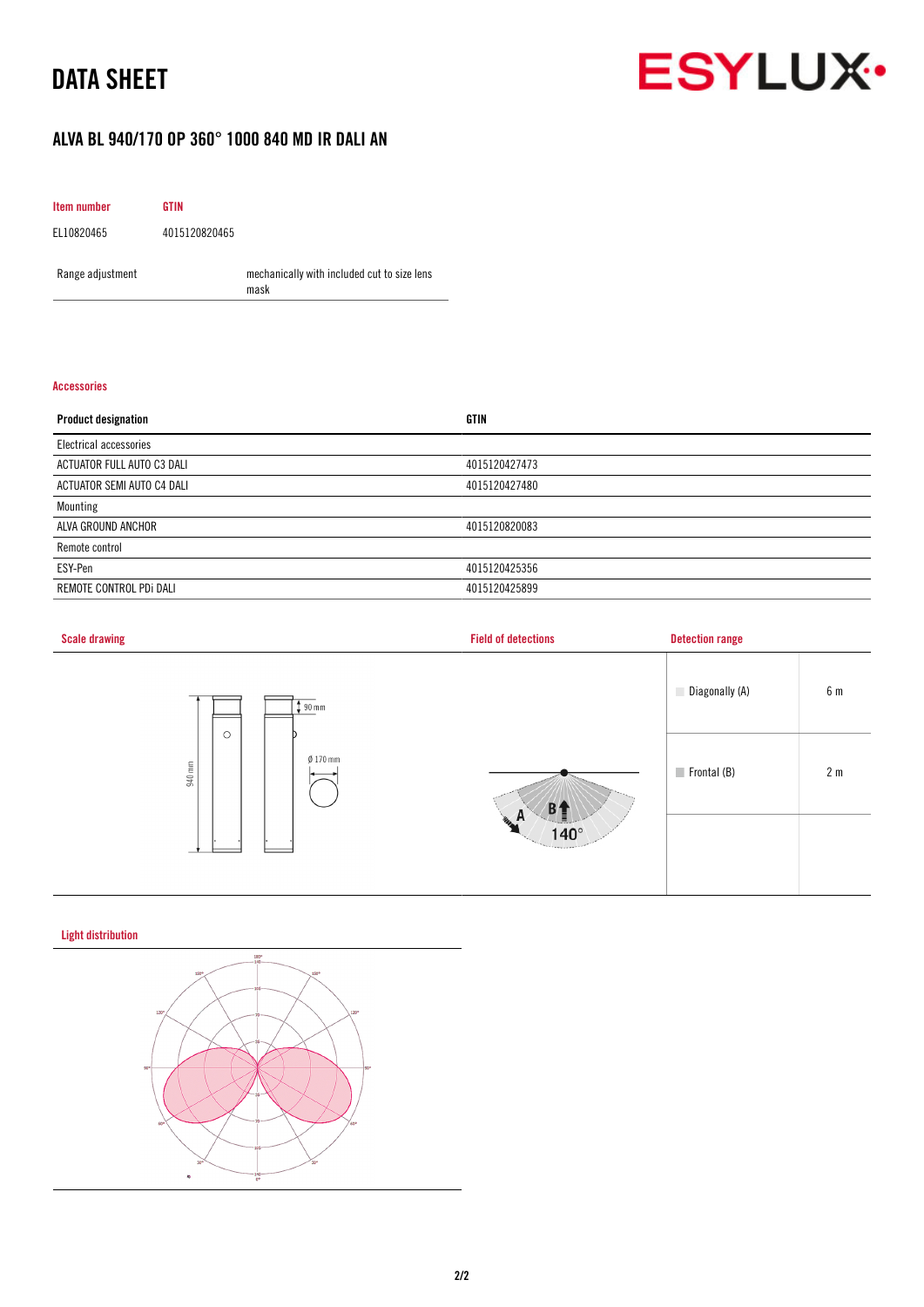# DATA SHEET

## ALVA BL 940/170 OP 360° 1000 840 MD IR DALI AN

| Item number | GTIN |
|---|---|
| EL10820465 | 4015120820465 |

| | |
|---|---|
| Range adjustment | mechanically with included cut to size lens mask |

### Accessories

| Product designation | GTIN |
|---|---|
| Electrical accessories | |
| ACTUATOR FULL AUTO C3 DALI | 4015120427473 |
| ACTUATOR SEMI AUTO C4 DALI | 4015120427480 |
| Mounting | |
| ALVA GROUND ANCHOR | 4015120820083 |
| Remote control | |
| ESY-Pen | 4015120425356 |
| REMOTE CONTROL PDi DALI | 4015120425899 |

### Scale drawing

90 mm

940 mm

Ø 170 mm

### Field of detections

A

B

140°

### Detection range

| | |
|---|---|
| Diagonally (A) | 6 m |
| Frontal (B) | 2 m |

### Light distribution